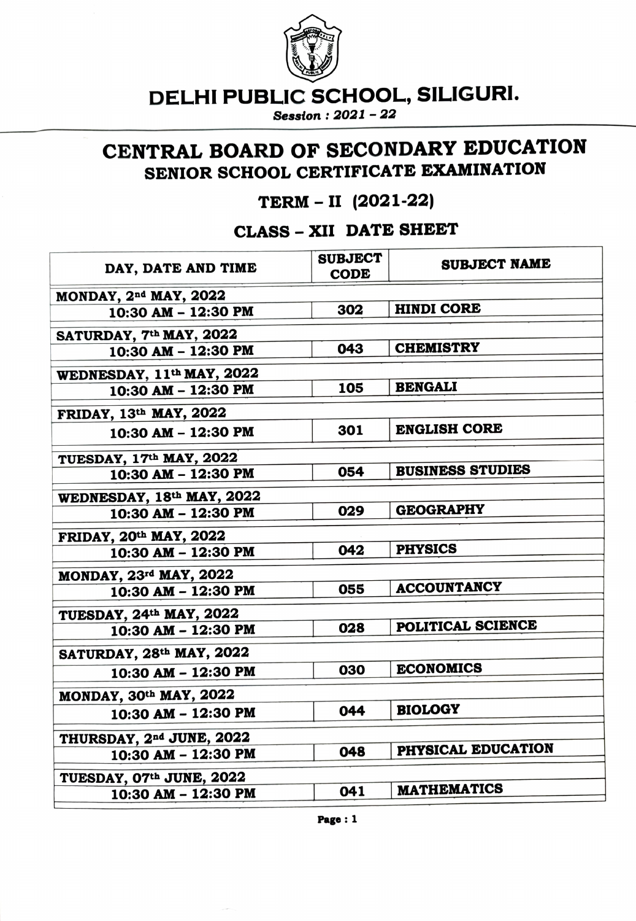# DELHI PUBLIC SCHOOL, SILIGURI.

*Session : 2021 – 22*

## CENTRAL BOARD OF SECONDARY EDUCATION
### SENIOR SCHOOL CERTIFICATE EXAMINATION

### TERM – II (2021-22)

### CLASS – XII DATE SHEET

| DAY, DATE AND TIME | SUBJECT CODE | SUBJECT NAME |
|---|---|---|
| **MONDAY, 2nd MAY, 2022** | | |
| 10:30 AM – 12:30 PM | 302 | HINDI CORE |
| **SATURDAY, 7th MAY, 2022** | | |
| 10:30 AM – 12:30 PM | 043 | CHEMISTRY |
| **WEDNESDAY, 11th MAY, 2022** | | |
| 10:30 AM – 12:30 PM | 105 | BENGALI |
| **FRIDAY, 13th MAY, 2022** | | |
| 10:30 AM – 12:30 PM | 301 | ENGLISH CORE |
| **TUESDAY, 17th MAY, 2022** | | |
| 10:30 AM – 12:30 PM | 054 | BUSINESS STUDIES |
| **WEDNESDAY, 18th MAY, 2022** | | |
| 10:30 AM – 12:30 PM | 029 | GEOGRAPHY |
| **FRIDAY, 20th MAY, 2022** | | |
| 10:30 AM – 12:30 PM | 042 | PHYSICS |
| **MONDAY, 23rd MAY, 2022** | | |
| 10:30 AM – 12:30 PM | 055 | ACCOUNTANCY |
| **TUESDAY, 24th MAY, 2022** | | |
| 10:30 AM – 12:30 PM | 028 | POLITICAL SCIENCE |
| **SATURDAY, 28th MAY, 2022** | | |
| 10:30 AM – 12:30 PM | 030 | ECONOMICS |
| **MONDAY, 30th MAY, 2022** | | |
| 10:30 AM – 12:30 PM | 044 | BIOLOGY |
| **THURSDAY, 2nd JUNE, 2022** | | |
| 10:30 AM – 12:30 PM | 048 | PHYSICAL EDUCATION |
| **TUESDAY, 07th JUNE, 2022** | | |
| 10:30 AM – 12:30 PM | 041 | MATHEMATICS |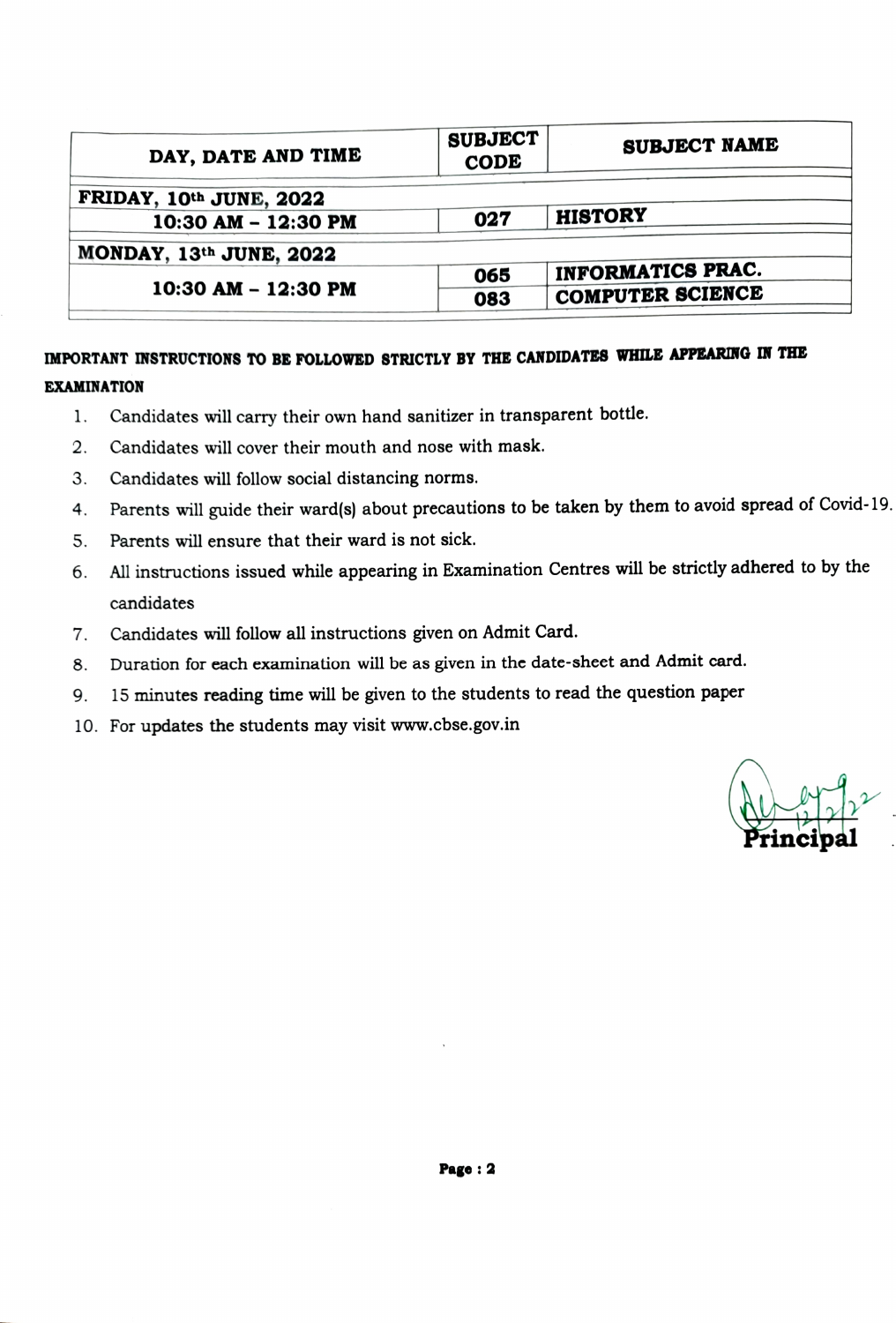| DAY, DATE AND TIME | SUBJECT CODE | SUBJECT NAME |
|---|---|---|
| FRIDAY, 10th JUNE, 2022 | | |
| 10:30 AM – 12:30 PM | 027 | HISTORY |
| MONDAY, 13th JUNE, 2022 | | |
| 10:30 AM – 12:30 PM | 065 | INFORMATICS PRAC. |
| | 083 | COMPUTER SCIENCE |

**IMPORTANT INSTRUCTIONS TO BE FOLLOWED STRICTLY BY THE CANDIDATES WHILE APPEARING IN THE EXAMINATION**

1. Candidates will carry their own hand sanitizer in transparent bottle.
2. Candidates will cover their mouth and nose with mask.
3. Candidates will follow social distancing norms.
4. Parents will guide their ward(s) about precautions to be taken by them to avoid spread of Covid-19.
5. Parents will ensure that their ward is not sick.
6. All instructions issued while appearing in Examination Centres will be strictly adhered to by the candidates
7. Candidates will follow all instructions given on Admit Card.
8. Duration for each examination will be as given in the date-sheet and Admit card.
9. 15 minutes reading time will be given to the students to read the question paper
10. For updates the students may visit www.cbse.gov.in

12/2/22

**Principal**